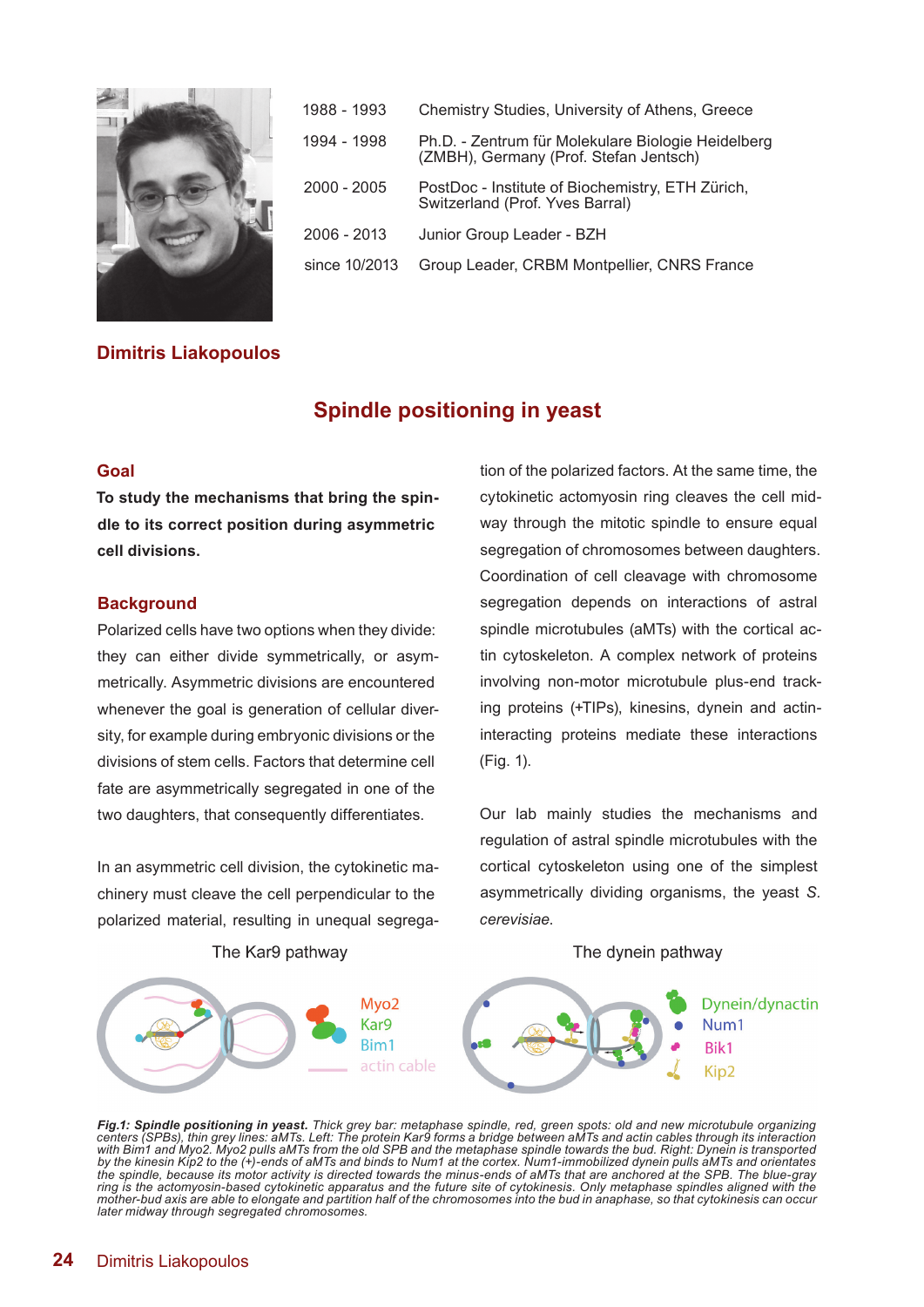| | |
|---|---|
| 1988 - 1993 | Chemistry Studies, University of Athens, Greece |
| 1994 - 1998 | Ph.D. - Zentrum für Molekulare Biologie Heidelberg (ZMBH), Germany (Prof. Stefan Jentsch) |
| 2000 - 2005 | PostDoc - Institute of Biochemistry, ETH Zürich, Switzerland (Prof. Yves Barral) |
| 2006 - 2013 | Junior Group Leader - BZH |
| since 10/2013 | Group Leader, CRBM Montpellier, CNRS France |

**Dimitris Liakopoulos**

# Spindle positioning in yeast

## Goal

**To study the mechanisms that bring the spindle to its correct position during asymmetric cell divisions.**

## Background

Polarized cells have two options when they divide: they can either divide symmetrically, or asymmetrically. Asymmetric divisions are encountered whenever the goal is generation of cellular diversity, for example during embryonic divisions or the divisions of stem cells. Factors that determine cell fate are asymmetrically segregated in one of the two daughters, that consequently differentiates.

In an asymmetric cell division, the cytokinetic machinery must cleave the cell perpendicular to the polarized material, resulting in unequal segregation of the polarized factors. At the same time, the cytokinetic actomyosin ring cleaves the cell midway through the mitotic spindle to ensure equal segregation of chromosomes between daughters. Coordination of cell cleavage with chromosome segregation depends on interactions of astral spindle microtubules (aMTs) with the cortical actin cytoskeleton. A complex network of proteins involving non-motor microtubule plus-end tracking proteins (+TIPs), kinesins, dynein and actin-interacting proteins mediate these interactions (Fig. 1).

Our lab mainly studies the mechanisms and regulation of astral spindle microtubules with the cortical cytoskeleton using one of the simplest asymmetrically dividing organisms, the yeast *S. cerevisiae*.

The Kar9 pathway — Myo2, Kar9, Bim1, actin cable

The dynein pathway — Dynein/dynactin, Num1, Bik1, Kip2

***Fig.1: Spindle positioning in yeast.*** *Thick grey bar: metaphase spindle, red, green spots: old and new microtubule organizing centers (SPBs), thin grey lines: aMTs. Left: The protein Kar9 forms a bridge between aMTs and actin cables through its interaction with Bim1 and Myo2. Myo2 pulls aMTs from the old SPB and the metaphase spindle towards the bud. Right: Dynein is transported by the kinesin Kip2 to the (+)-ends of aMTs and binds to Num1 at the cortex. Num1-immobilized dynein pulls aMTs and orientates the spindle, because its motor activity is directed towards the minus-ends of aMTs that are anchored at the SPB. The blue-gray ring is the actomyosin-based cytokinetic apparatus and the future site of cytokinesis. Only metaphase spindles aligned with the mother-bud axis are able to elongate and partition half of the chromosomes into the bud in anaphase, so that cytokinesis can occur later midway through segregated chromosomes.*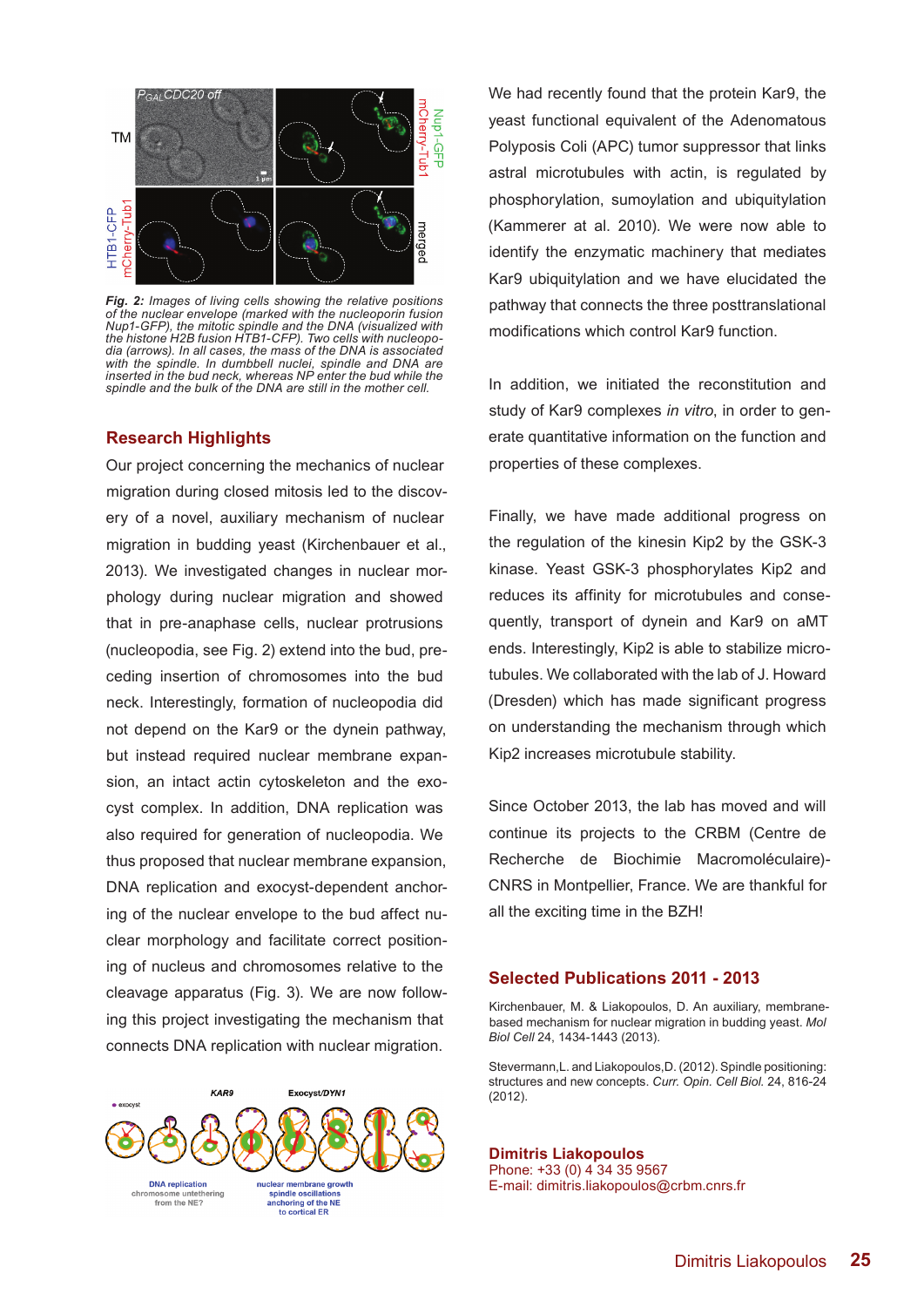*Fig. 2: Images of living cells showing the relative positions of the nuclear envelope (marked with the nucleoporin fusion Nup1-GFP), the mitotic spindle and the DNA (visualized with the histone H2B fusion HTB1-CFP). Two cells with nucleopodia (arrows). In all cases, the mass of the DNA is associated with the spindle. In dumbbell nuclei, spindle and DNA are inserted in the bud neck, whereas NP enter the bud while the spindle and the bulk of the DNA are still in the mother cell.*

## Research Highlights

Our project concerning the mechanics of nuclear migration during closed mitosis led to the discovery of a novel, auxiliary mechanism of nuclear migration in budding yeast (Kirchenbauer et al., 2013). We investigated changes in nuclear morphology during nuclear migration and showed that in pre-anaphase cells, nuclear protrusions (nucleopodia, see Fig. 2) extend into the bud, preceding insertion of chromosomes into the bud neck. Interestingly, formation of nucleopodia did not depend on the Kar9 or the dynein pathway, but instead required nuclear membrane expansion, an intact actin cytoskeleton and the exocyst complex. In addition, DNA replication was also required for generation of nucleopodia. We thus proposed that nuclear membrane expansion, DNA replication and exocyst-dependent anchoring of the nuclear envelope to the bud affect nuclear morphology and facilitate correct positioning of nucleus and chromosomes relative to the cleavage apparatus (Fig. 3). We are now following this project investigating the mechanism that connects DNA replication with nuclear migration.

We had recently found that the protein Kar9, the yeast functional equivalent of the Adenomatous Polyposis Coli (APC) tumor suppressor that links astral microtubules with actin, is regulated by phosphorylation, sumoylation and ubiquitylation (Kammerer at al. 2010). We were now able to identify the enzymatic machinery that mediates Kar9 ubiquitylation and we have elucidated the pathway that connects the three posttranslational modifications which control Kar9 function.

In addition, we initiated the reconstitution and study of Kar9 complexes *in vitro*, in order to generate quantitative information on the function and properties of these complexes.

Finally, we have made additional progress on the regulation of the kinesin Kip2 by the GSK-3 kinase. Yeast GSK-3 phosphorylates Kip2 and reduces its affinity for microtubules and consequently, transport of dynein and Kar9 on aMT ends. Interestingly, Kip2 is able to stabilize microtubules. We collaborated with the lab of J. Howard (Dresden) which has made significant progress on understanding the mechanism through which Kip2 increases microtubule stability.

Since October 2013, the lab has moved and will continue its projects to the CRBM (Centre de Recherche de Biochimie Macromoléculaire)-CNRS in Montpellier, France. We are thankful for all the exciting time in the BZH!

## Selected Publications 2011 - 2013

Kirchenbauer, M. & Liakopoulos, D. An auxiliary, membrane-based mechanism for nuclear migration in budding yeast. *Mol Biol Cell* 24, 1434-1443 (2013).

Stevermann,L. and Liakopoulos,D. (2012). Spindle positioning: structures and new concepts. *Curr. Opin. Cell Biol.* 24, 816-24 (2012).

**Dimitris Liakopoulos**
Phone: +33 (0) 4 34 35 9567
E-mail: dimitris.liakopoulos@crbm.cnrs.fr